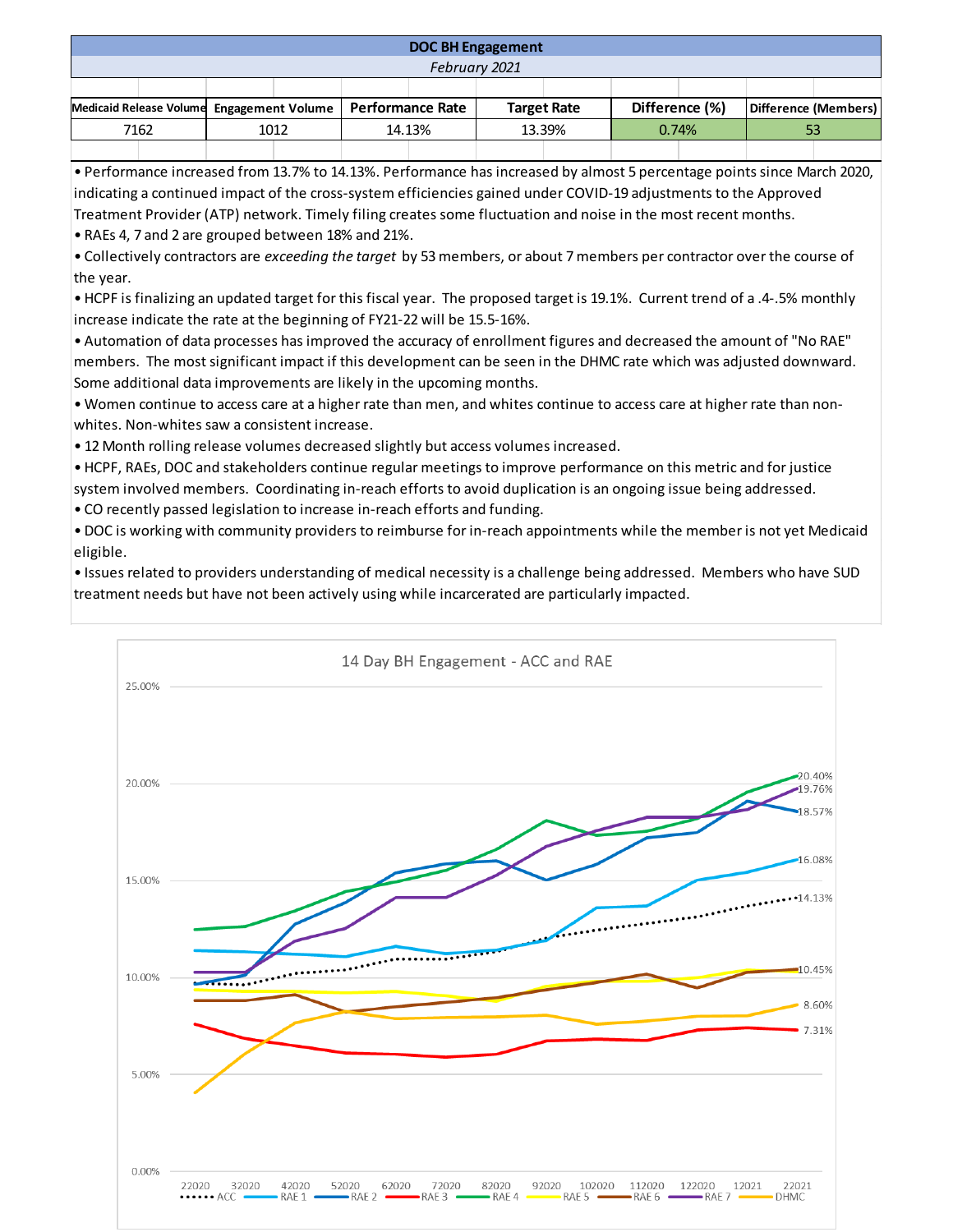## DOC BH Engagement

*February 2021*

| Medicaid Release Volume | Engagement Volume | Performance Rate | Target Rate | Difference (%) | Difference (Members) |
|---|---|---|---|---|---|
| 7162 | 1012 | 14.13% | 13.39% | 0.74% | 53 |

- Performance increased from 13.7% to 14.13%. Performance has increased by almost 5 percentage points since March 2020, indicating a continued impact of the cross-system efficiencies gained under COVID-19 adjustments to the Approved Treatment Provider (ATP) network. Timely filing creates some fluctuation and noise in the most recent months.
- RAEs 4, 7 and 2 are grouped between 18% and 21%.
- Collectively contractors are *exceeding the target* by 53 members, or about 7 members per contractor over the course of the year.
- HCPF is finalizing an updated target for this fiscal year. The proposed target is 19.1%. Current trend of a .4-.5% monthly increase indicate the rate at the beginning of FY21-22 will be 15.5-16%.
- Automation of data processes has improved the accuracy of enrollment figures and decreased the amount of "No RAE" members. The most significant impact if this development can be seen in the DHMC rate which was adjusted downward. Some additional data improvements are likely in the upcoming months.
- Women continue to access care at a higher rate than men, and whites continue to access care at higher rate than non-whites. Non-whites saw a consistent increase.
- 12 Month rolling release volumes decreased slightly but access volumes increased.
- HCPF, RAEs, DOC and stakeholders continue regular meetings to improve performance on this metric and for justice system involved members. Coordinating in-reach efforts to avoid duplication is an ongoing issue being addressed.
- CO recently passed legislation to increase in-reach efforts and funding.
- DOC is working with community providers to reimburse for in-reach appointments while the member is not yet Medicaid eligible.
- Issues related to providers understanding of medical necessity is a challenge being addressed. Members who have SUD treatment needs but have not been actively using while incarcerated are particularly impacted.

**14 Day BH Engagement - ACC and RAE**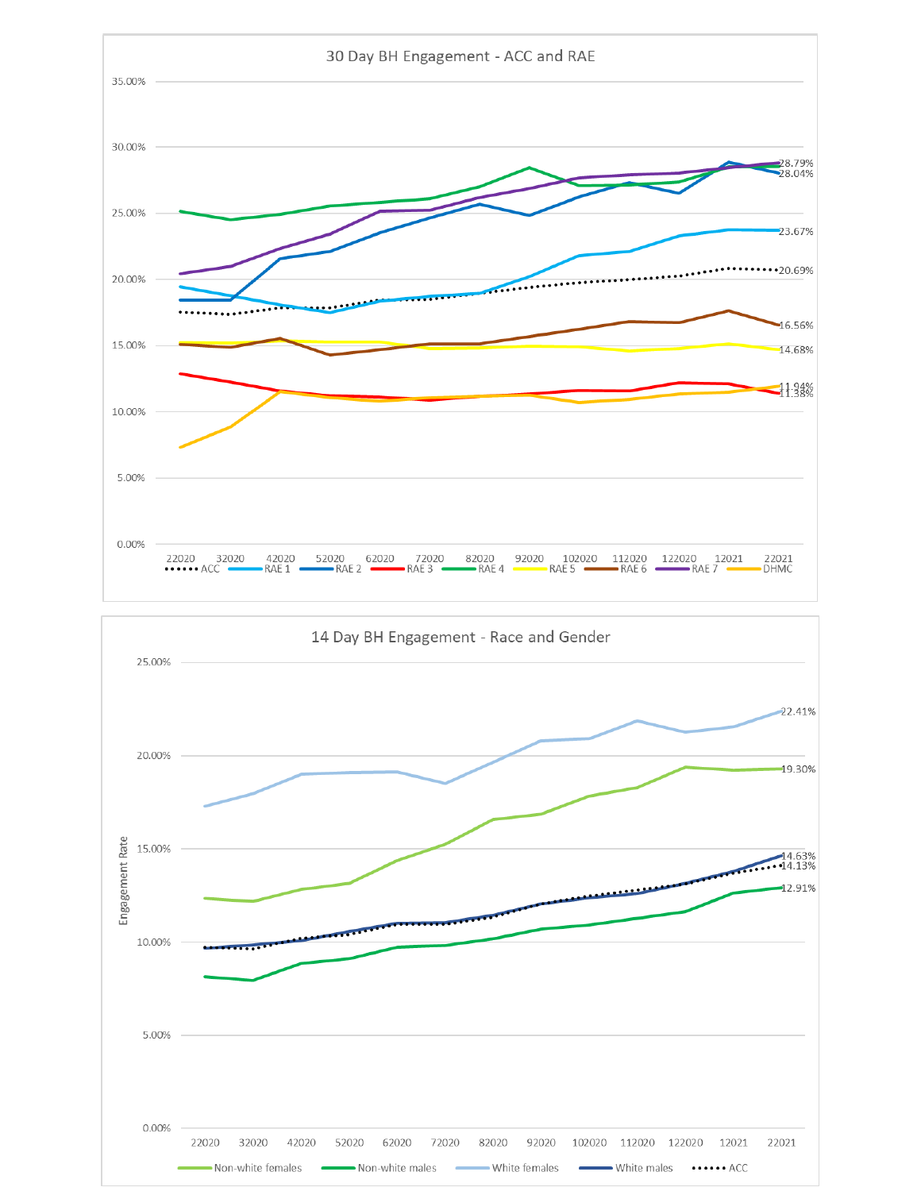## 30 Day BH Engagement - ACC and RAE

Legend: ACC, RAE 1, RAE 2, RAE 3, RAE 4, RAE 5, RAE 6, RAE 7, DHMC

Y-axis: 0.00% – 35.00%

X-axis: 22020, 32020, 42020, 52020, 62020, 72020, 82020, 92020, 102020, 112020, 122020, 12021, 22021

End-point labels: 28.79%, 28.04%, 23.67%, 20.69%, 16.56%, 14.68%, 11.94%, 11.38%

## 14 Day BH Engagement - Race and Gender

Legend: Non-white females, Non-white males, White females, White males, ACC

Y-axis (Engagement Rate): 0.00% – 25.00%

X-axis: 22020, 32020, 42020, 52020, 62020, 72020, 82020, 92020, 102020, 112020, 122020, 12021, 22021

End-point labels: 22.41%, 19.30%, 14.63%, 14.13%, 12.91%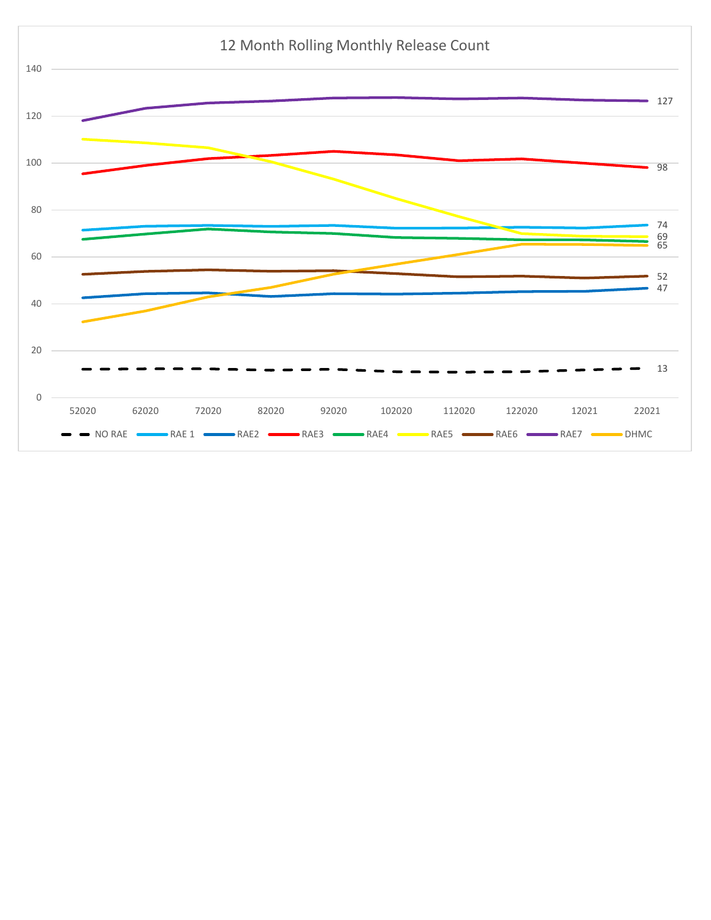12 Month Rolling Monthly Release Count

140
120
100
80
60
40
20
0

52020 62020 72020 82020 92020 102020 112020 122020 12021 22021

127
98
74
69
65
52
47
13

NO RAE, RAE 1, RAE2, RAE3, RAE4, RAE5, RAE6, RAE7, DHMC